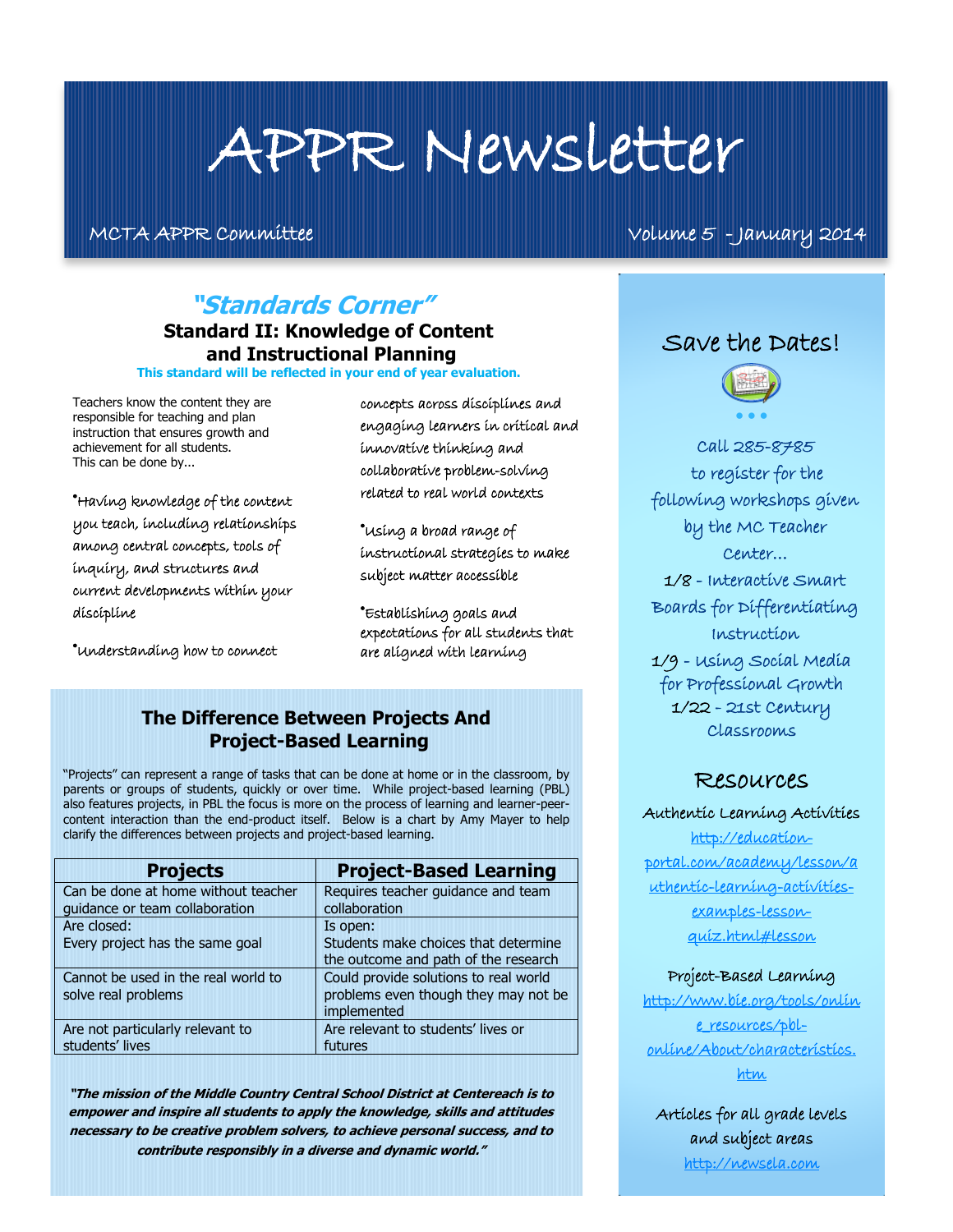# APPR Newsletter

MCTA APPR Committee

Volume 5 - January 2014

## *"Standards Corner"*

### Standard II: Knowledge of Content and Instructional Planning

**This standard will be reflected in your end of year evaluation.**

Teachers know the content they are responsible for teaching and plan instruction that ensures growth and achievement for all students.
This can be done by...

- Having knowledge of the content you teach, including relationships among central concepts, tools of inquiry, and structures and current developments within your discipline
- Understanding how to connect concepts across disciplines and engaging learners in critical and innovative thinking and collaborative problem-solving related to real world contexts
- Using a broad range of instructional strategies to make subject matter accessible
- Establishing goals and expectations for all students that are aligned with learning

## The Difference Between Projects And Project-Based Learning

"Projects" can represent a range of tasks that can be done at home or in the classroom, by parents or groups of students, quickly or over time. While project-based learning (PBL) also features projects, in PBL the focus is more on the process of learning and learner-peer-content interaction than the end-product itself. Below is a chart by Amy Mayer to help clarify the differences between projects and project-based learning.

| Projects | Project-Based Learning |
|---|---|
| Can be done at home without teacher guidance or team collaboration | Requires teacher guidance and team collaboration |
| Are closed: Every project has the same goal | Is open: Students make choices that determine the outcome and path of the research |
| Cannot be used in the real world to solve real problems | Could provide solutions to real world problems even though they may not be implemented |
| Are not particularly relevant to students' lives | Are relevant to students' lives or futures |

***"The mission of the Middle Country Central School District at Centereach is to empower and inspire all students to apply the knowledge, skills and attitudes necessary to be creative problem solvers, to achieve personal success, and to contribute responsibly in a diverse and dynamic world."***

## Save the Dates!

Call 285-8785 to register for the following workshops given by the MC Teacher Center...

- 1/8 - Interactive Smart Boards for Differentiating Instruction
- 1/9 - Using Social Media for Professional Growth
- 1/22 - 21st Century Classrooms

## Resources

Authentic Learning Activities
http://education-portal.com/academy/lesson/authentic-learning-activities-examples-lesson-quiz.html#lesson

Project-Based Learning
http://www.bie.org/tools/online_resources/pbl-online/About/characteristics.htm

Articles for all grade levels and subject areas
http://newsela.com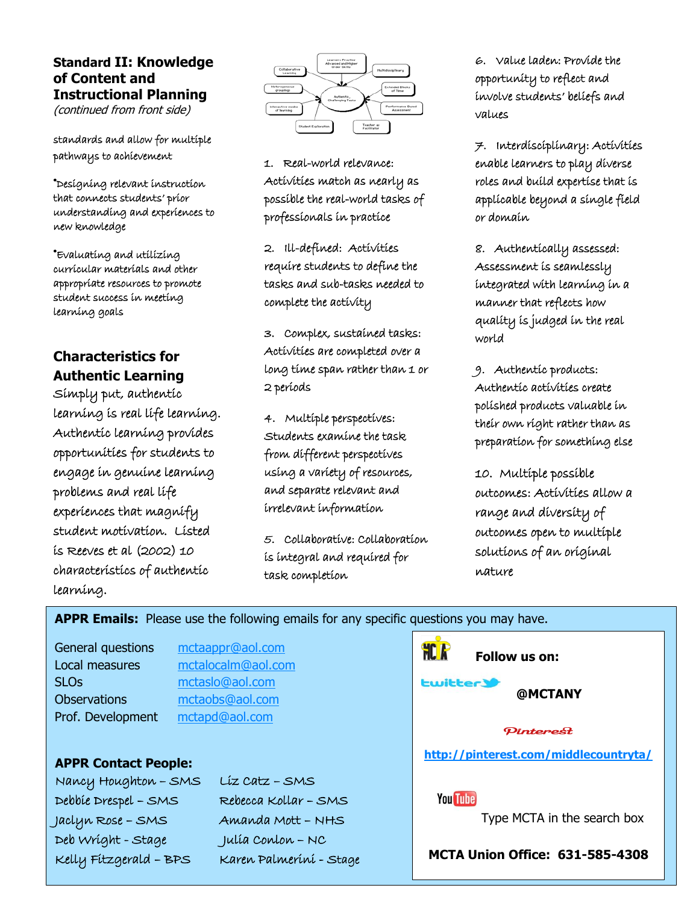## Standard II: Knowledge of Content and Instructional Planning

*(continued from front side)*

standards and allow for multiple pathways to achievement

- Designing relevant instruction that connects students' prior understanding and experiences to new knowledge

- Evaluating and utilizing curricular materials and other appropriate resources to promote student success in meeting learning goals

## Characteristics for Authentic Learning

Simply put, authentic learning is real life learning. Authentic learning provides opportunities for students to engage in genuine learning problems and real life experiences that magnify student motivation. Listed is Reeves et al (2002) 10 characteristics of authentic learning.

Learners Practice Advanced and Higher Order Skills
Multidisciplinary
Collaborative Learning
Heterogeneous groupings
Authentic, Challenging Tasks
Extended Blocks of Time
Interactive modes of learning
Performance Based Assessment
Student Exploration
Teacher as Facilitator

1. Real-world relevance: Activities match as nearly as possible the real-world tasks of professionals in practice

2. Ill-defined: Activities require students to define the tasks and sub-tasks needed to complete the activity

3. Complex, sustained tasks: Activities are completed over a long time span rather than 1 or 2 periods

4. Multiple perspectives: Students examine the task from different perspectives using a variety of resources, and separate relevant and irrelevant information

5. Collaborative: Collaboration is integral and required for task completion

6. Value laden: Provide the opportunity to reflect and involve students' beliefs and values

7. Interdisciplinary: Activities enable learners to play diverse roles and build expertise that is applicable beyond a single field or domain

8. Authentically assessed: Assessment is seamlessly integrated with learning in a manner that reflects how quality is judged in the real world

9. Authentic products: Authentic activities create polished products valuable in their own right rather than as preparation for something else

10. Multiple possible outcomes: Activities allow a range and diversity of outcomes open to multiple solutions of an original nature

**APPR Emails:** Please use the following emails for any specific questions you may have.

| | |
|---|---|
| General questions | mctaappr@aol.com |
| Local measures | mctalocalm@aol.com |
| SLOs | mctaslo@aol.com |
| Observations | mctaobs@aol.com |
| Prof. Development | mctapd@aol.com |

**APPR Contact People:**

| | |
|---|---|
| Nancy Houghton – SMS | Liz Catz – SMS |
| Debbie Drespel – SMS | Rebecca Kollar – SMS |
| Jaclyn Rose – SMS | Amanda Mott – NHS |
| Deb Wright - Stage | Julia Conlon – NC |
| Kelly Fitzgerald – BPS | Karen Palmerini - Stage |

MCTA

**Follow us on:**

twitter **@MCTANY**

Pinterest

**http://pinterest.com/middlecountryta/**

YouTube

Type MCTA in the search box

**MCTA Union Office: 631-585-4308**